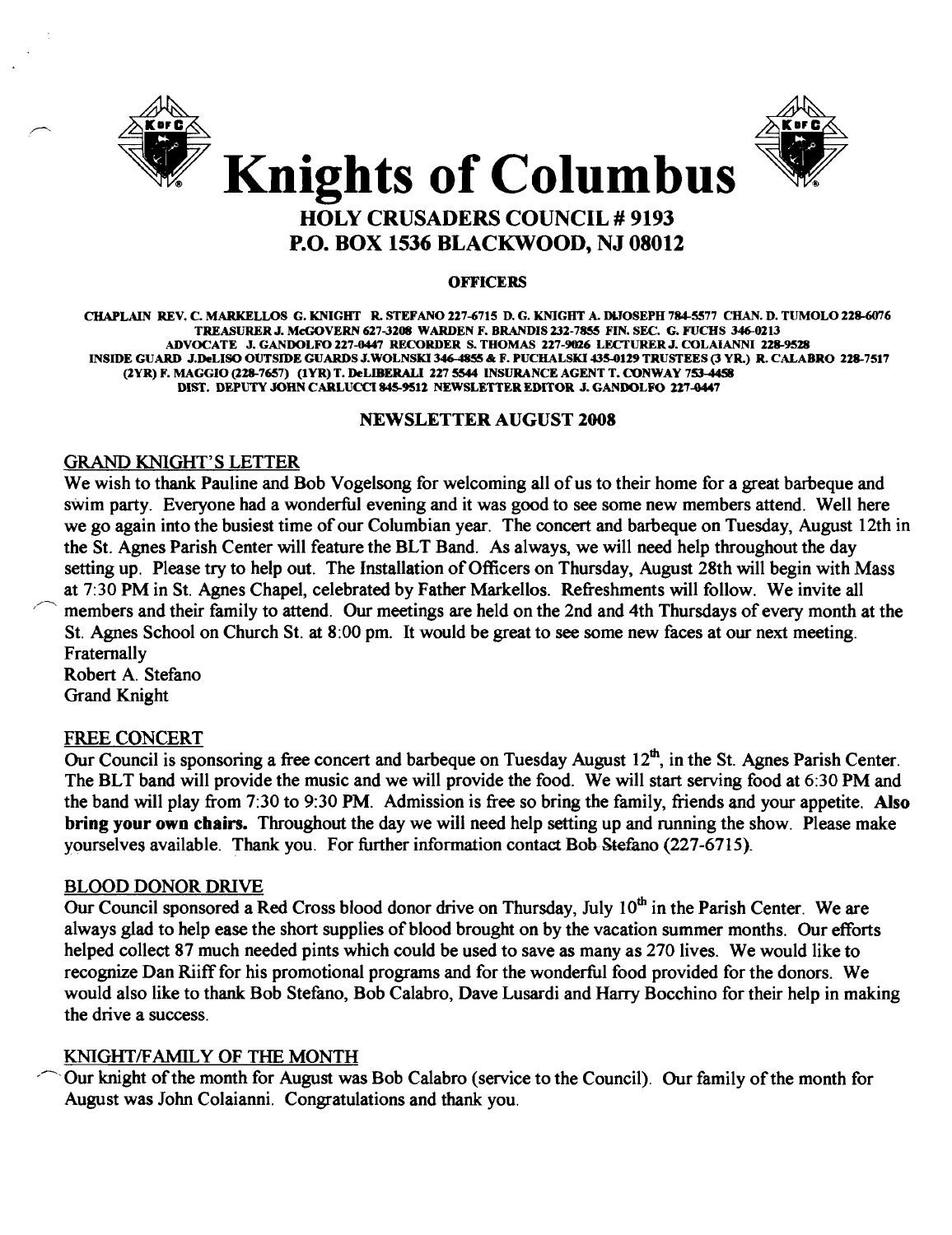# Knights of Columbus

## HOLY CRUSADERS COUNCIL # 9193
## P.O. BOX 1536 BLACKWOOD, NJ 08012

### OFFICERS

CHAPLAIN REV. C. MARKELLOS G. KNIGHT R. STEFANO 227-6715 D. G. KNIGHT A. DIJOSEPH 784-5577 CHAN. D. TUMOLO 228-6076 TREASURER J. McGOVERN 627-3208 WARDEN F. BRANDIS 232-7855 FIN. SEC. G. FUCHS 346-0213 ADVOCATE J. GANDOLFO 227-0447 RECORDER S. THOMAS 227-9026 LECTURER J. COLAIANNI 228-9528 INSIDE GUARD J.DeLISO OUTSIDE GUARDS J.WOLNSKI 346-4855 & F. PUCHALSKI 435-0129 TRUSTEES (3 YR.) R. CALABRO 228-7517 (2YR) F. MAGGIO (228-7657) (1YR) T. DeLIBERALI 227 5544 INSURANCE AGENT T. CONWAY 753-4458 DIST. DEPUTY JOHN CARLUCCI 845-9512 NEWSLETTER EDITOR J. GANDOLFO 227-0447

### NEWSLETTER AUGUST 2008

GRAND KNIGHT'S LETTER

We wish to thank Pauline and Bob Vogelsong for welcoming all of us to their home for a great barbeque and swim party. Everyone had a wonderful evening and it was good to see some new members attend. Well here we go again into the busiest time of our Columbian year. The concert and barbeque on Tuesday, August 12th in the St. Agnes Parish Center will feature the BLT Band. As always, we will need help throughout the day setting up. Please try to help out. The Installation of Officers on Thursday, August 28th will begin with Mass at 7:30 PM in St. Agnes Chapel, celebrated by Father Markellos. Refreshments will follow. We invite all members and their family to attend. Our meetings are held on the 2nd and 4th Thursdays of every month at the St. Agnes School on Church St. at 8:00 pm. It would be great to see some new faces at our next meeting.

Fraternally
Robert A. Stefano
Grand Knight

FREE CONCERT

Our Council is sponsoring a free concert and barbeque on Tuesday August 12th, in the St. Agnes Parish Center. The BLT band will provide the music and we will provide the food. We will start serving food at 6:30 PM and the band will play from 7:30 to 9:30 PM. Admission is free so bring the family, friends and your appetite. **Also bring your own chairs.** Throughout the day we will need help setting up and running the show. Please make yourselves available. Thank you. For further information contact Bob Stefano (227-6715).

BLOOD DONOR DRIVE

Our Council sponsored a Red Cross blood donor drive on Thursday, July 10th in the Parish Center. We are always glad to help ease the short supplies of blood brought on by the vacation summer months. Our efforts helped collect 87 much needed pints which could be used to save as many as 270 lives. We would like to recognize Dan Riiff for his promotional programs and for the wonderful food provided for the donors. We would also like to thank Bob Stefano, Bob Calabro, Dave Lusardi and Harry Bocchino for their help in making the drive a success.

KNIGHT/FAMILY OF THE MONTH

Our knight of the month for August was Bob Calabro (service to the Council). Our family of the month for August was John Colaianni. Congratulations and thank you.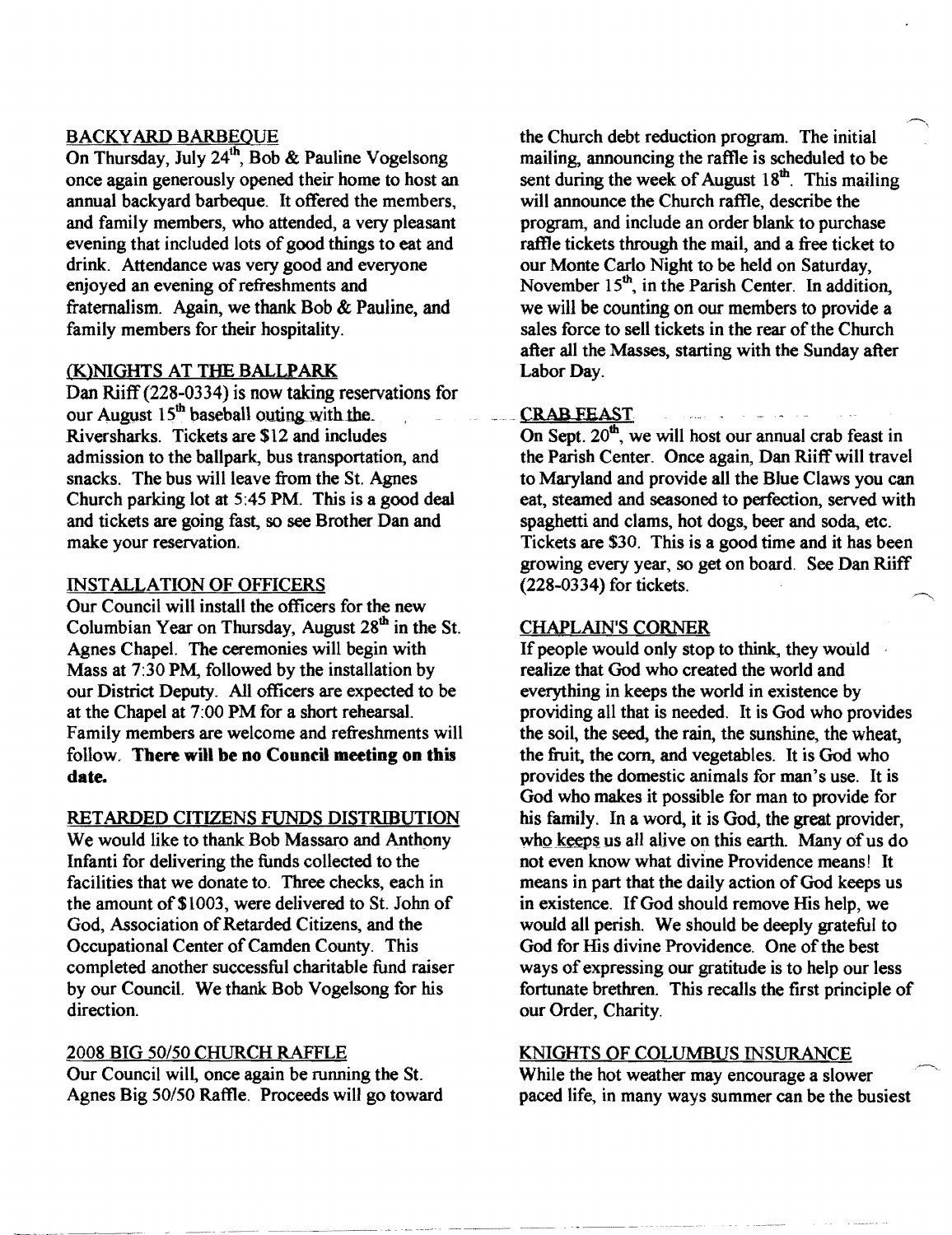## BACKYARD BARBEQUE

On Thursday, July 24th, Bob & Pauline Vogelsong once again generously opened their home to host an annual backyard barbeque. It offered the members, and family members, who attended, a very pleasant evening that included lots of good things to eat and drink. Attendance was very good and everyone enjoyed an evening of refreshments and fraternalism. Again, we thank Bob & Pauline, and family members for their hospitality.

## (K)NIGHTS AT THE BALLPARK

Dan Riiff (228-0334) is now taking reservations for our August 15th baseball outing with the Riversharks. Tickets are $12 and includes admission to the ballpark, bus transportation, and snacks. The bus will leave from the St. Agnes Church parking lot at 5:45 PM. This is a good deal and tickets are going fast, so see Brother Dan and make your reservation.

## INSTALLATION OF OFFICERS

Our Council will install the officers for the new Columbian Year on Thursday, August 28th in the St. Agnes Chapel. The ceremonies will begin with Mass at 7:30 PM, followed by the installation by our District Deputy. All officers are expected to be at the Chapel at 7:00 PM for a short rehearsal. Family members are welcome and refreshments will follow. **There will be no Council meeting on this date.**

## RETARDED CITIZENS FUNDS DISTRIBUTION

We would like to thank Bob Massaro and Anthony Infanti for delivering the funds collected to the facilities that we donate to. Three checks, each in the amount of $1003, were delivered to St. John of God, Association of Retarded Citizens, and the Occupational Center of Camden County. This completed another successful charitable fund raiser by our Council. We thank Bob Vogelsong for his direction.

## 2008 BIG 50/50 CHURCH RAFFLE

Our Council will, once again be running the St. Agnes Big 50/50 Raffle. Proceeds will go toward the Church debt reduction program. The initial mailing, announcing the raffle is scheduled to be sent during the week of August 18th. This mailing will announce the Church raffle, describe the program, and include an order blank to purchase raffle tickets through the mail, and a free ticket to our Monte Carlo Night to be held on Saturday, November 15th, in the Parish Center. In addition, we will be counting on our members to provide a sales force to sell tickets in the rear of the Church after all the Masses, starting with the Sunday after Labor Day.

## CRAB FEAST

On Sept. 20th, we will host our annual crab feast in the Parish Center. Once again, Dan Riiff will travel to Maryland and provide all the Blue Claws you can eat, steamed and seasoned to perfection, served with spaghetti and clams, hot dogs, beer and soda, etc. Tickets are $30. This is a good time and it has been growing every year, so get on board. See Dan Riiff (228-0334) for tickets.

## CHAPLAIN'S CORNER

If people would only stop to think, they would realize that God who created the world and everything in keeps the world in existence by providing all that is needed. It is God who provides the soil, the seed, the rain, the sunshine, the wheat, the fruit, the corn, and vegetables. It is God who provides the domestic animals for man's use. It is God who makes it possible for man to provide for his family. In a word, it is God, the great provider, who keeps us all alive on this earth. Many of us do not even know what divine Providence means! It means in part that the daily action of God keeps us in existence. If God should remove His help, we would all perish. We should be deeply grateful to God for His divine Providence. One of the best ways of expressing our gratitude is to help our less fortunate brethren. This recalls the first principle of our Order, Charity.

## KNIGHTS OF COLUMBUS INSURANCE

While the hot weather may encourage a slower paced life, in many ways summer can be the busiest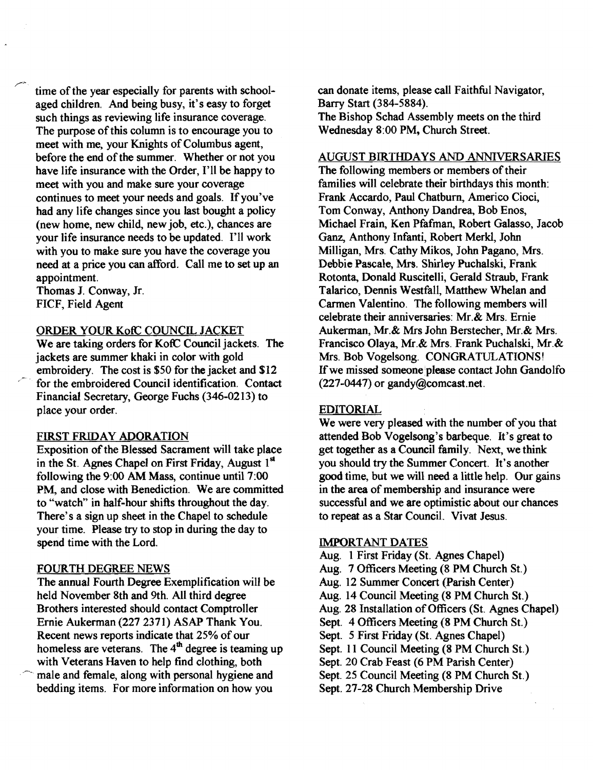time of the year especially for parents with school-aged children. And being busy, it's easy to forget such things as reviewing life insurance coverage. The purpose of this column is to encourage you to meet with me, your Knights of Columbus agent, before the end of the summer. Whether or not you have life insurance with the Order, I'll be happy to meet with you and make sure your coverage continues to meet your needs and goals. If you've had any life changes since you last bought a policy (new home, new child, new job, etc.), chances are your life insurance needs to be updated. I'll work with you to make sure you have the coverage you need at a price you can afford. Call me to set up an appointment.
Thomas J. Conway, Jr.
FICF, Field Agent

## ORDER YOUR KofC COUNCIL JACKET

We are taking orders for KofC Council jackets. The jackets are summer khaki in color with gold embroidery. The cost is $50 for the jacket and $12 for the embroidered Council identification. Contact Financial Secretary, George Fuchs (346-0213) to place your order.

## FIRST FRIDAY ADORATION

Exposition of the Blessed Sacrament will take place in the St. Agnes Chapel on First Friday, August 1st following the 9:00 AM Mass, continue until 7:00 PM, and close with Benediction. We are committed to "watch" in half-hour shifts throughout the day. There's a sign up sheet in the Chapel to schedule your time. Please try to stop in during the day to spend time with the Lord.

## FOURTH DEGREE NEWS

The annual Fourth Degree Exemplification will be held November 8th and 9th. All third degree Brothers interested should contact Comptroller Ernie Aukerman (227 2371) ASAP Thank You. Recent news reports indicate that 25% of our homeless are veterans. The 4th degree is teaming up with Veterans Haven to help find clothing, both male and female, along with personal hygiene and bedding items. For more information on how you can donate items, please call Faithful Navigator, Barry Start (384-5884).
The Bishop Schad Assembly meets on the third Wednesday 8:00 PM, Church Street.

## AUGUST BIRTHDAYS AND ANNIVERSARIES

The following members or members of their families will celebrate their birthdays this month: Frank Accardo, Paul Chatburn, Americo Cioci, Tom Conway, Anthony Dandrea, Bob Enos, Michael Frain, Ken Pfafman, Robert Galasso, Jacob Ganz, Anthony Infanti, Robert Merkl, John Milligan, Mrs. Cathy Mikos, John Pagano, Mrs. Debbie Pascale, Mrs. Shirley Puchalski, Frank Rotonta, Donald Ruscitelli, Gerald Straub, Frank Talarico, Dennis Westfall, Matthew Whelan and Carmen Valentino. The following members will celebrate their anniversaries: Mr.& Mrs. Ernie Aukerman, Mr.& Mrs John Berstecher, Mr.& Mrs. Francisco Olaya, Mr.& Mrs. Frank Puchalski, Mr.& Mrs. Bob Vogelsong. CONGRATULATIONS! If we missed someone please contact John Gandolfo (227-0447) or gandy@comcast.net.

## EDITORIAL

We were very pleased with the number of you that attended Bob Vogelsong's barbeque. It's great to get together as a Council family. Next, we think you should try the Summer Concert. It's another good time, but we will need a little help. Our gains in the area of membership and insurance were successful and we are optimistic about our chances to repeat as a Star Council. Vivat Jesus.

## IMPORTANT DATES

Aug. 1 First Friday (St. Agnes Chapel)
Aug. 7 Officers Meeting (8 PM Church St.)
Aug. 12 Summer Concert (Parish Center)
Aug. 14 Council Meeting (8 PM Church St.)
Aug. 28 Installation of Officers (St. Agnes Chapel)
Sept. 4 Officers Meeting (8 PM Church St.)
Sept. 5 First Friday (St. Agnes Chapel)
Sept. 11 Council Meeting (8 PM Church St.)
Sept. 20 Crab Feast (6 PM Parish Center)
Sept. 25 Council Meeting (8 PM Church St.)
Sept. 27-28 Church Membership Drive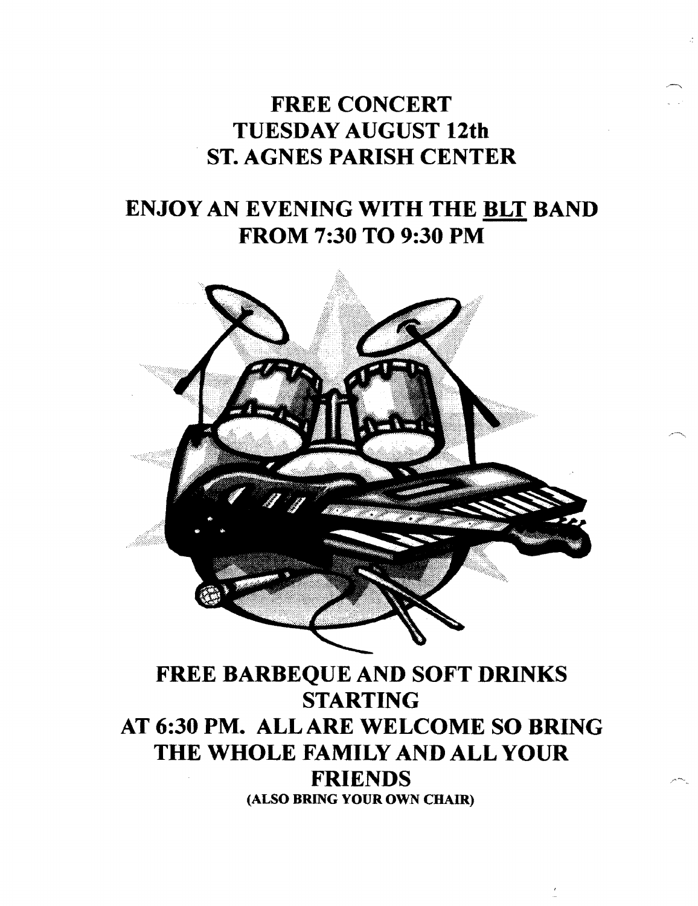# FREE CONCERT
# TUESDAY AUGUST 12th
# ST. AGNES PARISH CENTER

## ENJOY AN EVENING WITH THE BLT BAND FROM 7:30 TO 9:30 PM

## FREE BARBEQUE AND SOFT DRINKS STARTING AT 6:30 PM. ALL ARE WELCOME SO BRING THE WHOLE FAMILY AND ALL YOUR FRIENDS

**(ALSO BRING YOUR OWN CHAIR)**